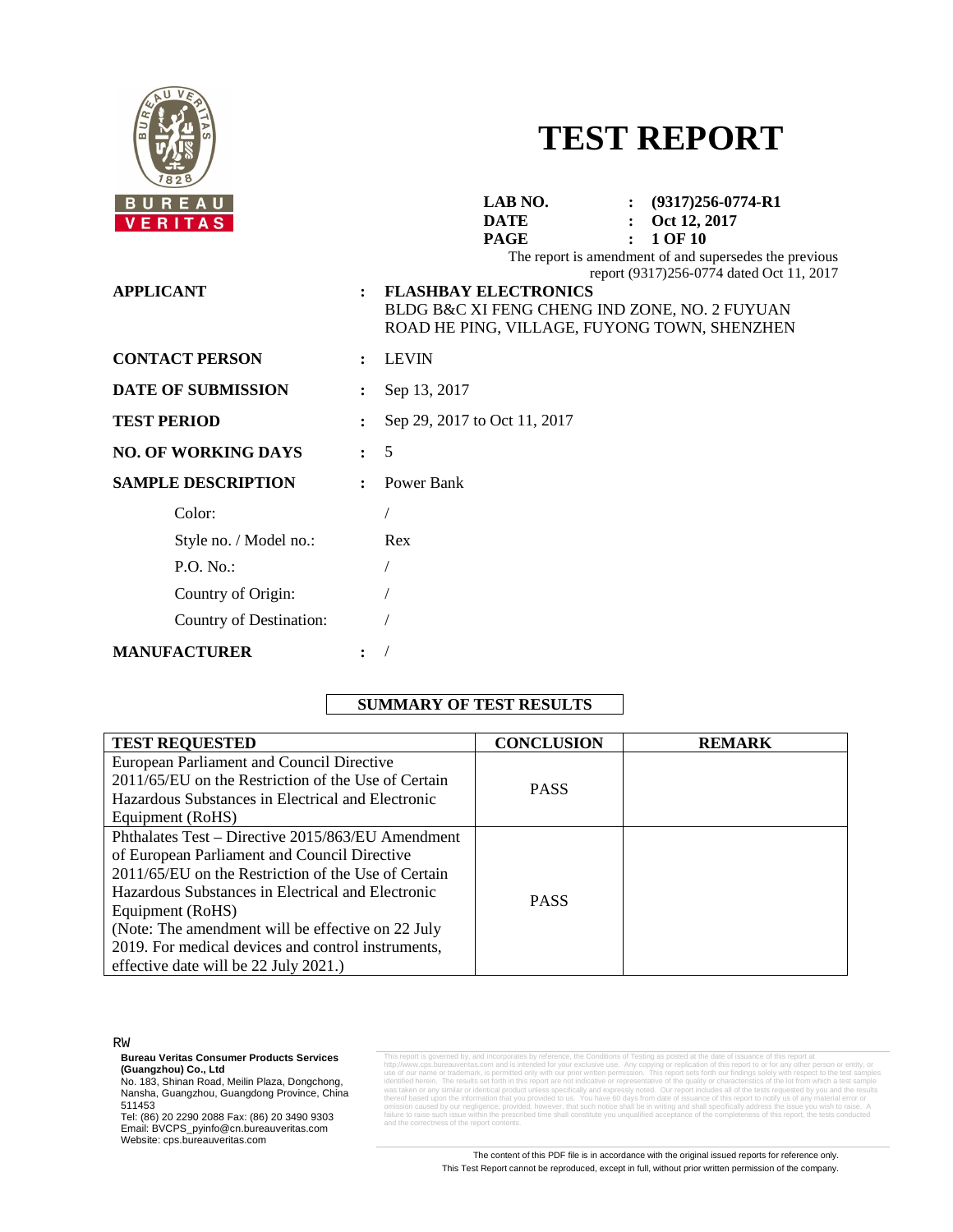# TEST REPORT

**LAB NO.** : **(9317)256-0774-R1**
**DATE** : **Oct 12, 2017**

The report is amendment of and supersedes the previous report (9317)256-0774 dated Oct 11, 2017

**APPLICANT** : **FLASHBAY ELECTRONICS**
BLDG B&C XI FENG CHENG IND ZONE, NO. 2 FUYUAN ROAD HE PING, VILLAGE, FUYONG TOWN, SHENZHEN

**CONTACT PERSON** : LEVIN

**DATE OF SUBMISSION** : Sep 13, 2017

**TEST PERIOD** : Sep 29, 2017 to Oct 11, 2017

**NO. OF WORKING DAYS** : 5

**SAMPLE DESCRIPTION** : Power Bank

- Color: /
- Style no. / Model no.: Rex
- P.O. No.: /
- Country of Origin: /
- Country of Destination: /

**MANUFACTURER** : /

## SUMMARY OF TEST RESULTS

| TEST REQUESTED | CONCLUSION | REMARK |
|---|---|---|
| European Parliament and Council Directive 2011/65/EU on the Restriction of the Use of Certain Hazardous Substances in Electrical and Electronic Equipment (RoHS) | PASS | |
| Phthalates Test – Directive 2015/863/EU Amendment of European Parliament and Council Directive 2011/65/EU on the Restriction of the Use of Certain Hazardous Substances in Electrical and Electronic Equipment (RoHS) (Note: The amendment will be effective on 22 July 2019. For medical devices and control instruments, effective date will be 22 July 2021.) | PASS | |

RW

**Bureau Veritas Consumer Products Services (Guangzhou) Co., Ltd**
No. 183, Shinan Road, Meilin Plaza, Dongchong, Nansha, Guangzhou, Guangdong Province, China 511453
Tel: (86) 20 2290 2088 Fax: (86) 20 3490 9303
Email: BVCPS_pyinfo@cn.bureauveritas.com
Website: cps.bureauveritas.com

This report is governed by, and incorporates by reference, the Conditions of Testing as posted at the date of issuance of this report at http://www.cps.bureauveritas.com and is intended for your exclusive use. Any copying or replication of this report to or for any other person or entity, or use of our name or trademark, is permitted only with our prior written permission. This report sets forth our findings solely with respect to the test samples identified herein. The results set forth in this report are not indicative or representative of the quality or characteristics of the lot from which a test sample was taken or any similar or identical product unless specifically and expressly noted. Our report includes all of the tests requested by you and the results thereof based upon the information that you provided to us. You have 60 days from date of issuance of this report to notify us of any material error or omission caused by our negligence; provided, however, that such notice shall be in writing and shall specifically address the issue you wish to raise. A failure to raise such issue within the prescribed time shall constitute you unqualified acceptance of the completeness of this report, the tests conducted and the correctness of the report contents.

The content of this PDF file is in accordance with the original issued reports for reference only.
This Test Report cannot be reproduced, except in full, without prior written permission of the company.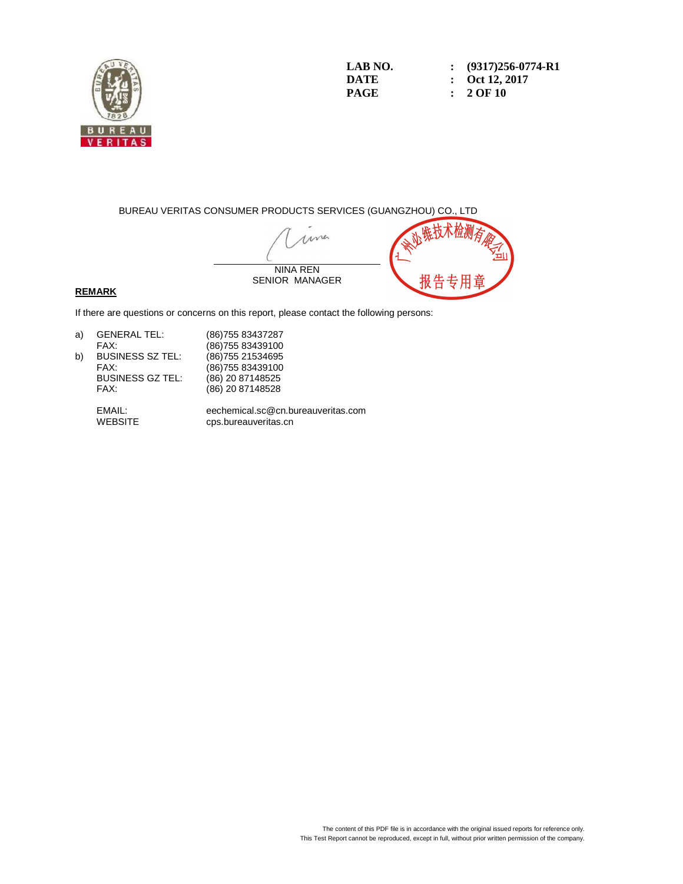LAB NO. : (9317)256-0774-R1
DATE : Oct 12, 2017

BUREAU VERITAS CONSUMER PRODUCTS SERVICES (GUANGZHOU) CO., LTD

NINA REN
SENIOR MANAGER

广州必维技术检测有限公司
报告专用章

**REMARK**

If there are questions or concerns on this report, please contact the following persons:

| | | |
|---|---|---|
| a) | GENERAL TEL: | (86)755 83437287 |
| | FAX: | (86)755 83439100 |
| b) | BUSINESS SZ TEL: | (86)755 21534695 |
| | FAX: | (86)755 83439100 |
| | BUSINESS GZ TEL: | (86) 20 87148525 |
| | FAX: | (86) 20 87148528 |
| | EMAIL: | eechemical.sc@cn.bureauveritas.com |
| | WEBSITE | cps.bureauveritas.cn |

The content of this PDF file is in accordance with the original issued reports for reference only.
This Test Report cannot be reproduced, except in full, without prior written permission of the company.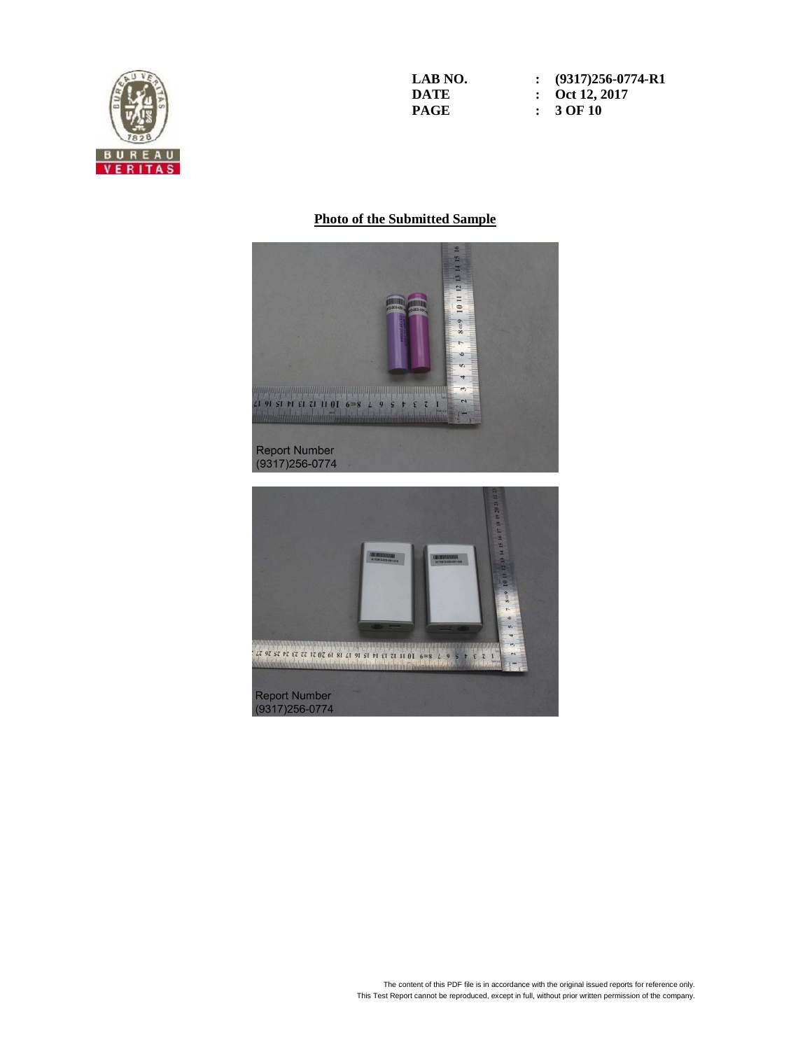LAB NO. : (9317)256-0774-R1
DATE : Oct 12, 2017

## Photo of the Submitted Sample

Report Number
(9317)256-0774

Report Number
(9317)256-0774

The content of this PDF file is in accordance with the original issued reports for reference only.
This Test Report cannot be reproduced, except in full, without prior written permission of the company.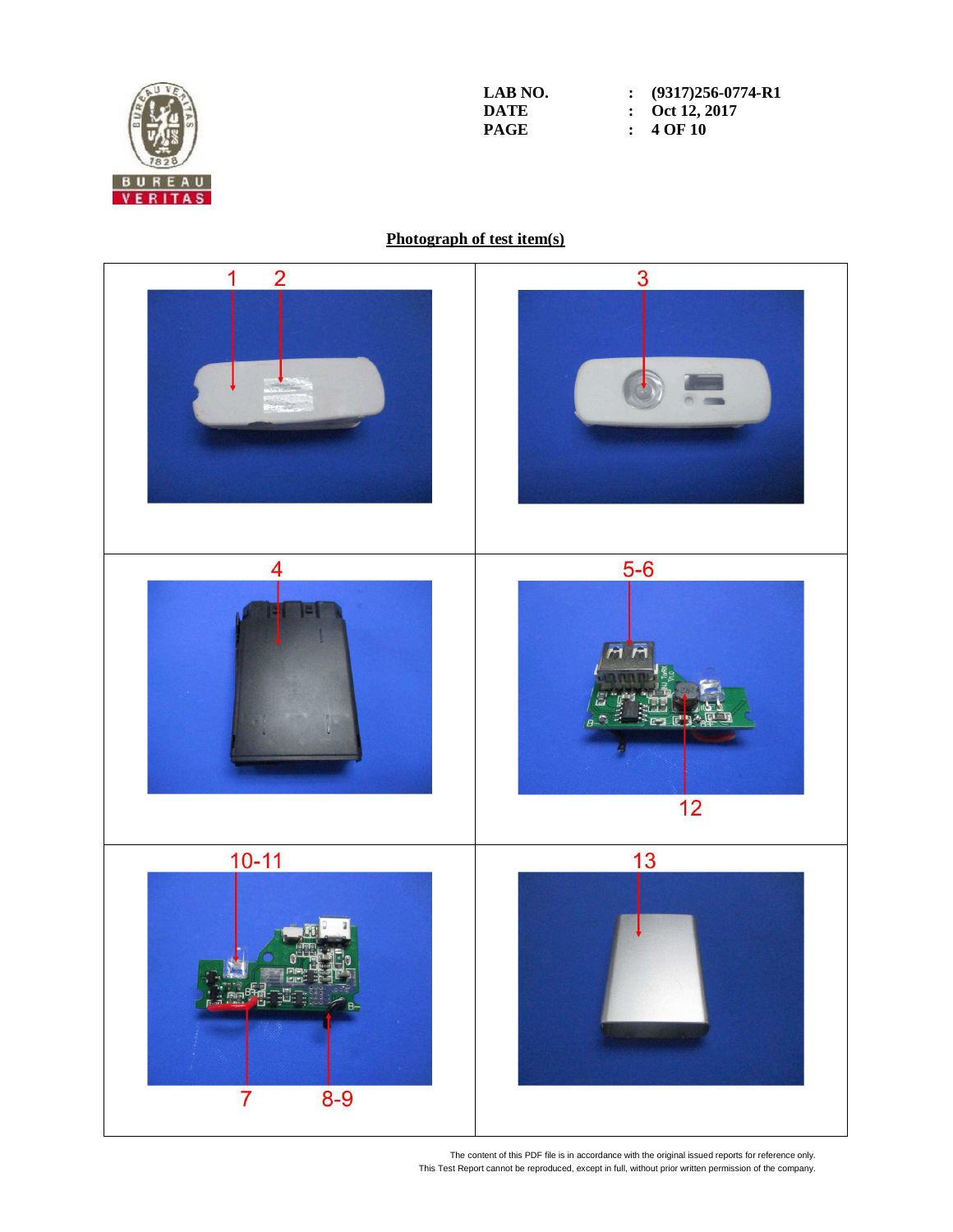LAB NO. : (9317)256-0774-R1
DATE : Oct 12, 2017

## Photograph of test item(s)

| 1 2 | 3 |
| --- | --- |
| 4 | 5-6 / 12 |
| 10-11 / 7 8-9 | 13 |

The content of this PDF file is in accordance with the original issued reports for reference only.
This Test Report cannot be reproduced, except in full, without prior written permission of the company.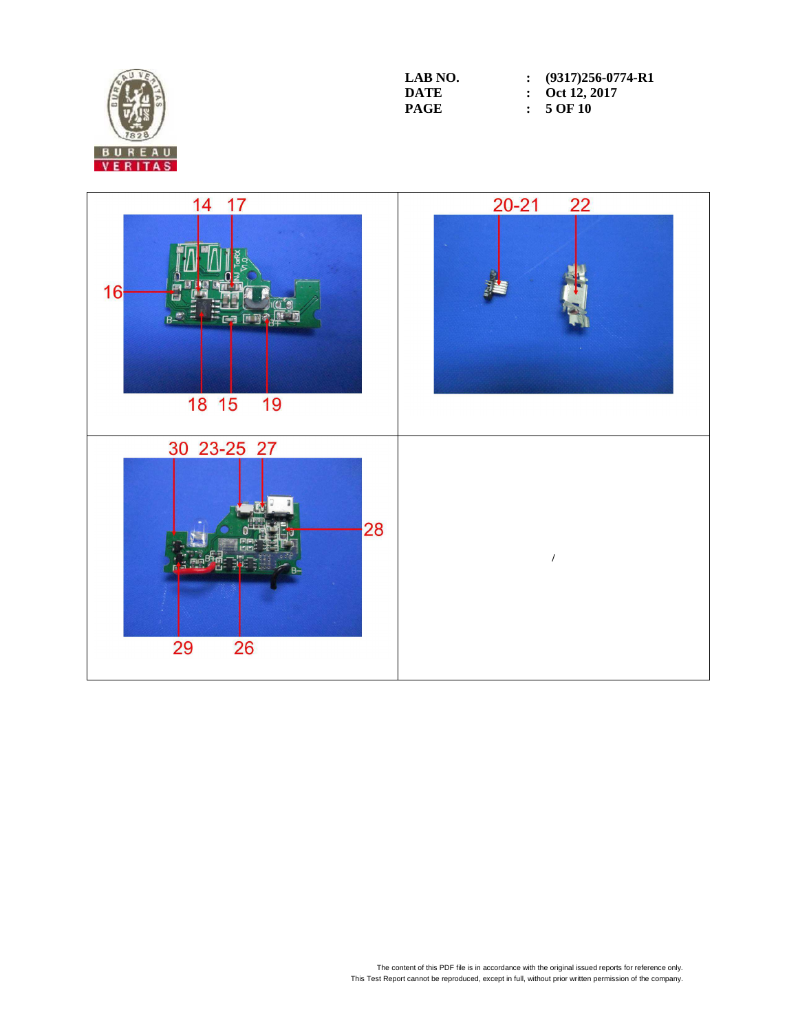| | |
|---|---|
| 14 17 16 18 15 19 | 20-21 22 |
| 30 23-25 27 28 29 26 | / |

The content of this PDF file is in accordance with the original issued reports for reference only.
This Test Report cannot be reproduced, except in full, without prior written permission of the company.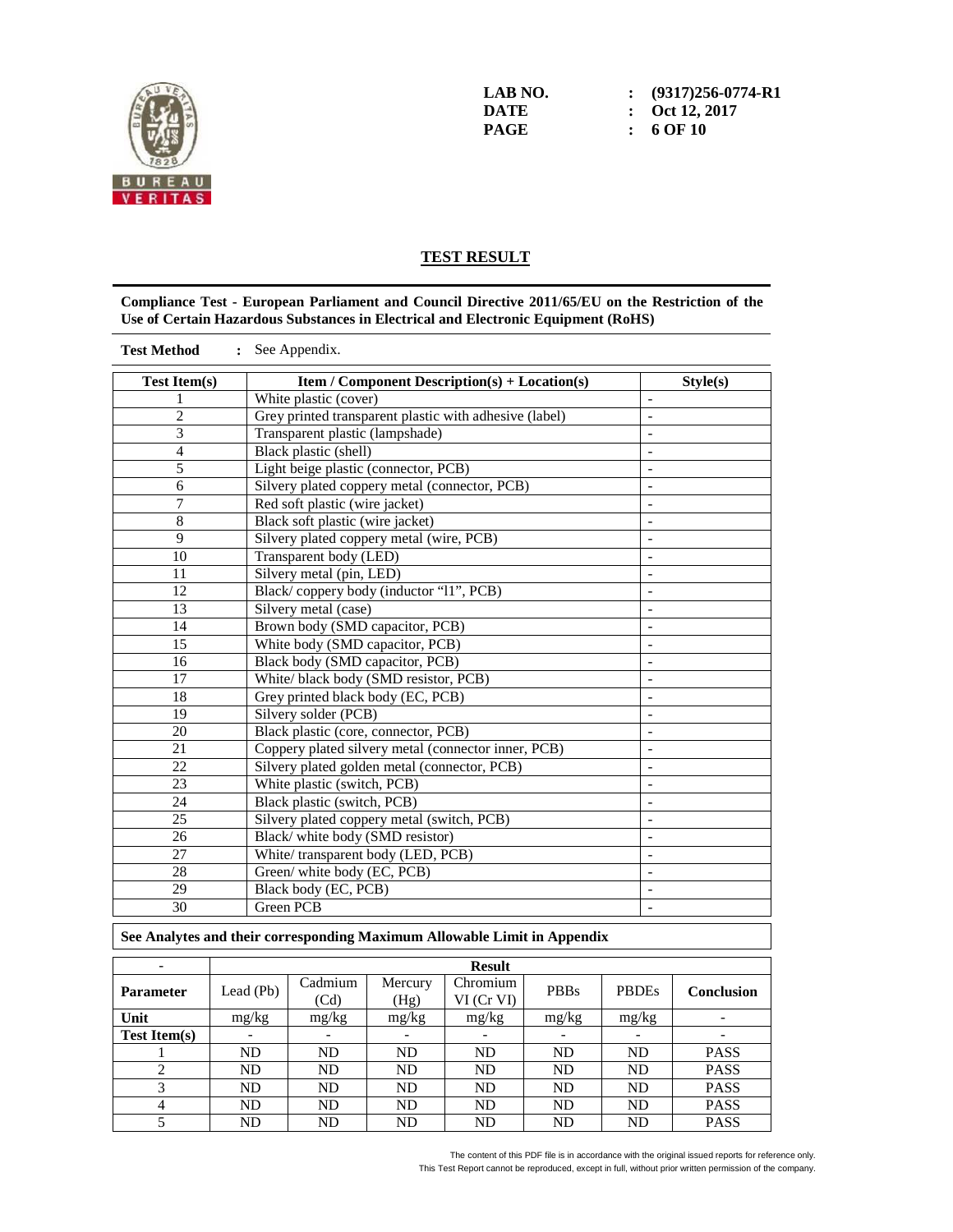LAB NO. : (9317)256-0774-R1
DATE : Oct 12, 2017

## TEST RESULT

**Compliance Test - European Parliament and Council Directive 2011/65/EU on the Restriction of the Use of Certain Hazardous Substances in Electrical and Electronic Equipment (RoHS)**

**Test Method** : See Appendix.

| Test Item(s) | Item / Component Description(s) + Location(s) | Style(s) |
|---|---|---|
| 1 | White plastic (cover) | - |
| 2 | Grey printed transparent plastic with adhesive (label) | - |
| 3 | Transparent plastic (lampshade) | - |
| 4 | Black plastic (shell) | - |
| 5 | Light beige plastic (connector, PCB) | - |
| 6 | Silvery plated coppery metal (connector, PCB) | - |
| 7 | Red soft plastic (wire jacket) | - |
| 8 | Black soft plastic (wire jacket) | - |
| 9 | Silvery plated coppery metal (wire, PCB) | - |
| 10 | Transparent body (LED) | - |
| 11 | Silvery metal (pin, LED) | - |
| 12 | Black/ coppery body (inductor "l1", PCB) | - |
| 13 | Silvery metal (case) | - |
| 14 | Brown body (SMD capacitor, PCB) | - |
| 15 | White body (SMD capacitor, PCB) | - |
| 16 | Black body (SMD capacitor, PCB) | - |
| 17 | White/ black body (SMD resistor, PCB) | - |
| 18 | Grey printed black body (EC, PCB) | - |
| 19 | Silvery solder (PCB) | - |
| 20 | Black plastic (core, connector, PCB) | - |
| 21 | Coppery plated silvery metal (connector inner, PCB) | - |
| 22 | Silvery plated golden metal (connector, PCB) | - |
| 23 | White plastic (switch, PCB) | - |
| 24 | Black plastic (switch, PCB) | - |
| 25 | Silvery plated coppery metal (switch, PCB) | - |
| 26 | Black/ white body (SMD resistor) | - |
| 27 | White/ transparent body (LED, PCB) | - |
| 28 | Green/ white body (EC, PCB) | - |
| 29 | Black body (EC, PCB) | - |
| 30 | Green PCB | - |

**See Analytes and their corresponding Maximum Allowable Limit in Appendix**

| - | Result | | | | | | |
|---|---|---|---|---|---|---|---|
| **Parameter** | Lead (Pb) | Cadmium (Cd) | Mercury (Hg) | Chromium VI (Cr VI) | PBBs | PBDEs | **Conclusion** |
| **Unit** | mg/kg | mg/kg | mg/kg | mg/kg | mg/kg | mg/kg | - |
| **Test Item(s)** | - | - | - | - | - | - | - |
| 1 | ND | ND | ND | ND | ND | ND | PASS |
| 2 | ND | ND | ND | ND | ND | ND | PASS |
| 3 | ND | ND | ND | ND | ND | ND | PASS |
| 4 | ND | ND | ND | ND | ND | ND | PASS |
| 5 | ND | ND | ND | ND | ND | ND | PASS |

The content of this PDF file is in accordance with the original issued reports for reference only.
This Test Report cannot be reproduced, except in full, without prior written permission of the company.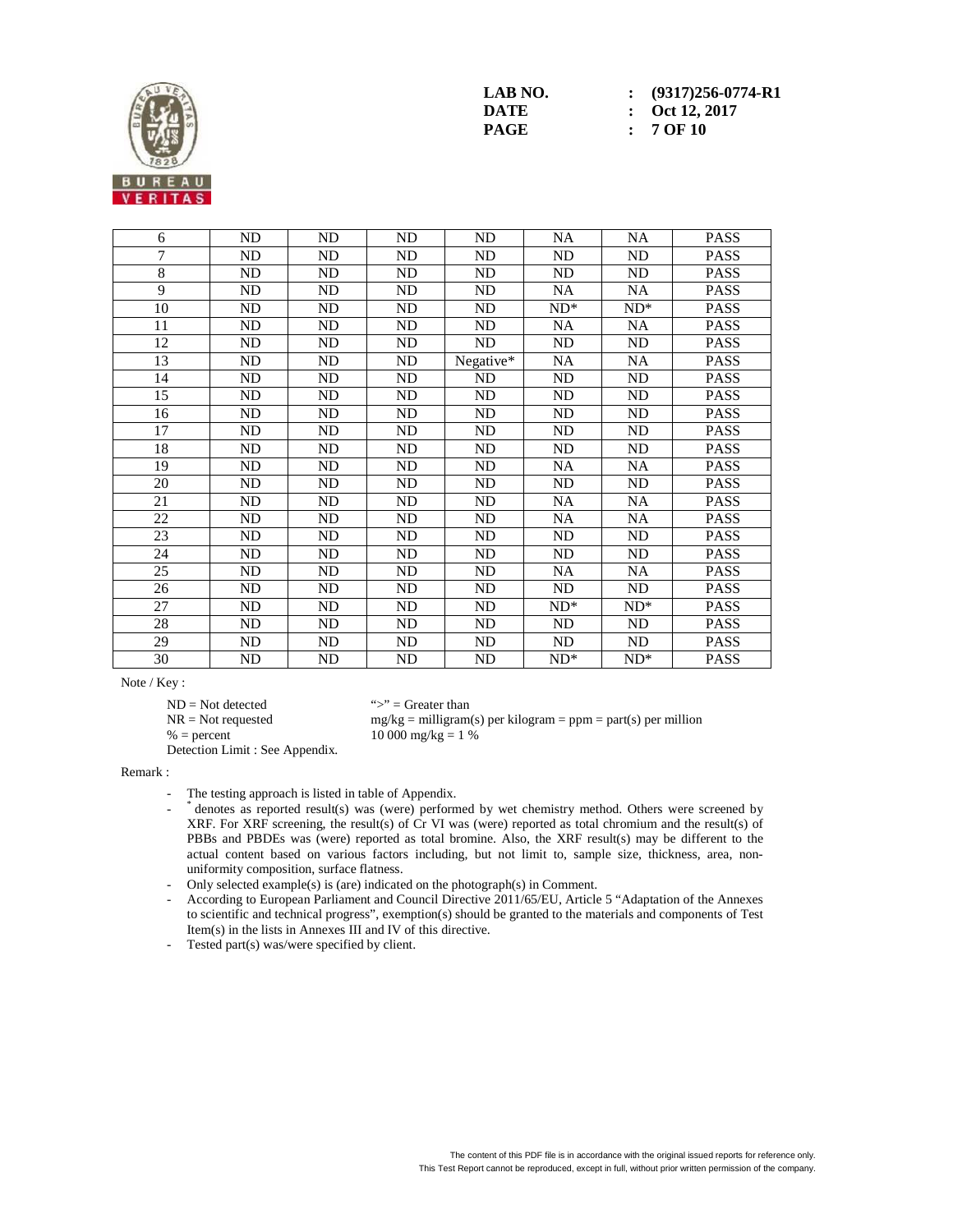| | | | | | | | |
|---|---|---|---|---|---|---|---|
| 6 | ND | ND | ND | ND | NA | NA | PASS |
| 7 | ND | ND | ND | ND | ND | ND | PASS |
| 8 | ND | ND | ND | ND | ND | ND | PASS |
| 9 | ND | ND | ND | ND | NA | NA | PASS |
| 10 | ND | ND | ND | ND | ND* | ND* | PASS |
| 11 | ND | ND | ND | ND | NA | NA | PASS |
| 12 | ND | ND | ND | ND | ND | ND | PASS |
| 13 | ND | ND | ND | Negative* | NA | NA | PASS |
| 14 | ND | ND | ND | ND | ND | ND | PASS |
| 15 | ND | ND | ND | ND | ND | ND | PASS |
| 16 | ND | ND | ND | ND | ND | ND | PASS |
| 17 | ND | ND | ND | ND | ND | ND | PASS |
| 18 | ND | ND | ND | ND | ND | ND | PASS |
| 19 | ND | ND | ND | ND | NA | NA | PASS |
| 20 | ND | ND | ND | ND | ND | ND | PASS |
| 21 | ND | ND | ND | ND | NA | NA | PASS |
| 22 | ND | ND | ND | ND | NA | NA | PASS |
| 23 | ND | ND | ND | ND | ND | ND | PASS |
| 24 | ND | ND | ND | ND | ND | ND | PASS |
| 25 | ND | ND | ND | ND | NA | NA | PASS |
| 26 | ND | ND | ND | ND | ND | ND | PASS |
| 27 | ND | ND | ND | ND | ND* | ND* | PASS |
| 28 | ND | ND | ND | ND | ND | ND | PASS |
| 29 | ND | ND | ND | ND | ND | ND | PASS |
| 30 | ND | ND | ND | ND | ND* | ND* | PASS |

Note / Key :

ND = Not detected
NR = Not requested
% = percent
Detection Limit : See Appendix.

">" = Greater than
mg/kg = milligram(s) per kilogram = ppm = part(s) per million
10 000 mg/kg = 1 %

Remark :

- The testing approach is listed in table of Appendix.
- * denotes as reported result(s) was (were) performed by wet chemistry method. Others were screened by XRF. For XRF screening, the result(s) of Cr VI was (were) reported as total chromium and the result(s) of PBBs and PBDEs was (were) reported as total bromine. Also, the XRF result(s) may be different to the actual content based on various factors including, but not limit to, sample size, thickness, area, non-uniformity composition, surface flatness.
- Only selected example(s) is (are) indicated on the photograph(s) in Comment.
- According to European Parliament and Council Directive 2011/65/EU, Article 5 "Adaptation of the Annexes to scientific and technical progress", exemption(s) should be granted to the materials and components of Test Item(s) in the lists in Annexes III and IV of this directive.
- Tested part(s) was/were specified by client.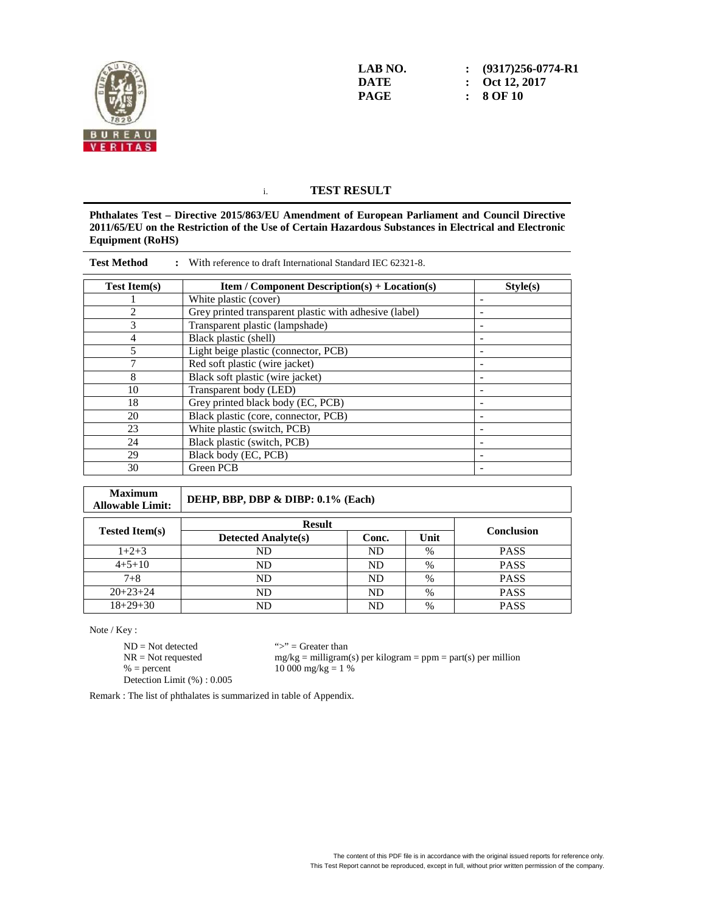LAB NO. : (9317)256-0774-R1
DATE : Oct 12, 2017

## i. TEST RESULT

**Phthalates Test – Directive 2015/863/EU Amendment of European Parliament and Council Directive 2011/65/EU on the Restriction of the Use of Certain Hazardous Substances in Electrical and Electronic Equipment (RoHS)**

**Test Method** : With reference to draft International Standard IEC 62321-8.

| Test Item(s) | Item / Component Description(s) + Location(s) | Style(s) |
|---|---|---|
| 1 | White plastic (cover) | - |
| 2 | Grey printed transparent plastic with adhesive (label) | - |
| 3 | Transparent plastic (lampshade) | - |
| 4 | Black plastic (shell) | - |
| 5 | Light beige plastic (connector, PCB) | - |
| 7 | Red soft plastic (wire jacket) | - |
| 8 | Black soft plastic (wire jacket) | - |
| 10 | Transparent body (LED) | - |
| 18 | Grey printed black body (EC, PCB) | - |
| 20 | Black plastic (core, connector, PCB) | - |
| 23 | White plastic (switch, PCB) | - |
| 24 | Black plastic (switch, PCB) | - |
| 29 | Black body (EC, PCB) | - |
| 30 | Green PCB | - |

| **Maximum Allowable Limit:** | **DEHP, BBP, DBP & DIBP: 0.1% (Each)** |
|---|---|

| Tested Item(s) | Result | | | Conclusion |
|---|---|---|---|---|
| | Detected Analyte(s) | Conc. | Unit | |
| 1+2+3 | ND | ND | % | PASS |
| 4+5+10 | ND | ND | % | PASS |
| 7+8 | ND | ND | % | PASS |
| 20+23+24 | ND | ND | % | PASS |
| 18+29+30 | ND | ND | % | PASS |

Note / Key :

ND = Not detected
NR = Not requested
% = percent
Detection Limit (%) : 0.005

">" = Greater than
mg/kg = milligram(s) per kilogram = ppm = part(s) per million
10 000 mg/kg = 1 %

Remark : The list of phthalates is summarized in table of Appendix.

The content of this PDF file is in accordance with the original issued reports for reference only.
This Test Report cannot be reproduced, except in full, without prior written permission of the company.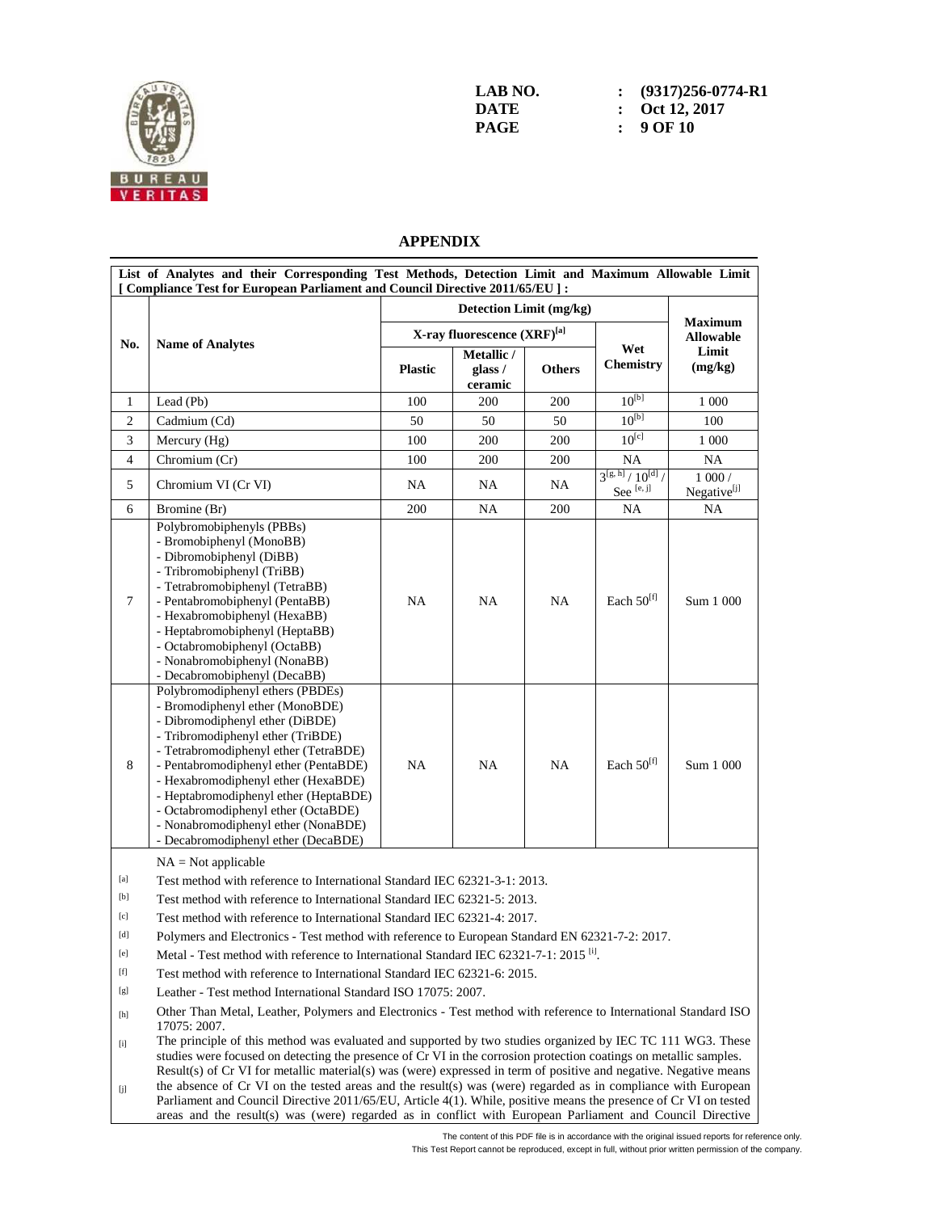## APPENDIX

**List of Analytes and their Corresponding Test Methods, Detection Limit and Maximum Allowable Limit [ Compliance Test for European Parliament and Council Directive 2011/65/EU ] :**

| No. | Name of Analytes | Detection Limit (mg/kg) | | | | Maximum Allowable Limit (mg/kg) |
|---|---|---|---|---|---|---|
| | | X-ray fluorescence (XRF)[a] | | | Wet Chemistry | |
| | | Plastic | Metallic / glass / ceramic | Others | | |
| 1 | Lead (Pb) | 100 | 200 | 200 | 10[b] | 1 000 |
| 2 | Cadmium (Cd) | 50 | 50 | 50 | 10[b] | 100 |
| 3 | Mercury (Hg) | 100 | 200 | 200 | 10[c] | 1 000 |
| 4 | Chromium (Cr) | 100 | 200 | 200 | NA | NA |
| 5 | Chromium VI (Cr VI) | NA | NA | NA | 3[g, h] / 10[d] / See [e, j] | 1 000 / Negative[j] |
| 6 | Bromine (Br) | 200 | NA | 200 | NA | NA |
| 7 | Polybromobiphenyls (PBBs)<br>- Bromobiphenyl (MonoBB)<br>- Dibromobiphenyl (DiBB)<br>- Tribromobiphenyl (TriBB)<br>- Tetrabromobiphenyl (TetraBB)<br>- Pentabromobiphenyl (PentaBB)<br>- Hexabromobiphenyl (HexaBB)<br>- Heptabromobiphenyl (HeptaBB)<br>- Octabromobiphenyl (OctaBB)<br>- Nonabromobiphenyl (NonaBB)<br>- Decabromobiphenyl (DecaBB) | NA | NA | NA | Each 50[f] | Sum 1 000 |
| 8 | Polybromodiphenyl ethers (PBDEs)<br>- Bromodiphenyl ether (MonoBDE)<br>- Dibromodiphenyl ether (DiBDE)<br>- Tribromodiphenyl ether (TriBDE)<br>- Tetrabromodiphenyl ether (TetraBDE)<br>- Pentabromodiphenyl ether (PentaBDE)<br>- Hexabromodiphenyl ether (HexaBDE)<br>- Heptabromodiphenyl ether (HeptaBDE)<br>- Octabromodiphenyl ether (OctaBDE)<br>- Nonabromodiphenyl ether (NonaBDE)<br>- Decabromodiphenyl ether (DecaBDE) | NA | NA | NA | Each 50[f] | Sum 1 000 |

NA = Not applicable

[a] Test method with reference to International Standard IEC 62321-3-1: 2013.

[b] Test method with reference to International Standard IEC 62321-5: 2013.

[c] Test method with reference to International Standard IEC 62321-4: 2017.

[d] Polymers and Electronics - Test method with reference to European Standard EN 62321-7-2: 2017.

[e] Metal - Test method with reference to International Standard IEC 62321-7-1: 2015 [i].

[f] Test method with reference to International Standard IEC 62321-6: 2015.

[g] Leather - Test method International Standard ISO 17075: 2007.

[h] Other Than Metal, Leather, Polymers and Electronics - Test method with reference to International Standard ISO 17075: 2007.

[i] The principle of this method was evaluated and supported by two studies organized by IEC TC 111 WG3. These studies were focused on detecting the presence of Cr VI in the corrosion protection coatings on metallic samples.

[j] Result(s) of Cr VI for metallic material(s) was (were) expressed in term of positive and negative. Negative means the absence of Cr VI on the tested areas and the result(s) was (were) regarded as in compliance with European Parliament and Council Directive 2011/65/EU, Article 4(1). While, positive means the presence of Cr VI on tested areas and the result(s) was (were) regarded as in conflict with European Parliament and Council Directive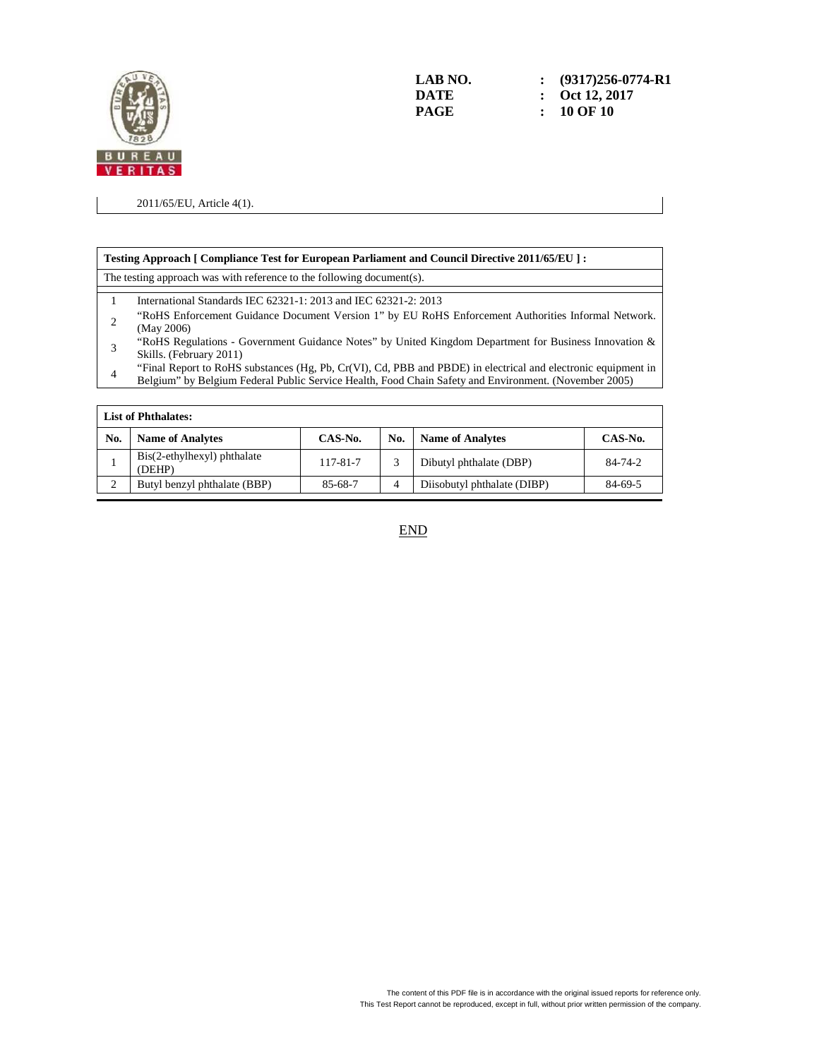2011/65/EU, Article 4(1).

| Testing Approach [ Compliance Test for European Parliament and Council Directive 2011/65/EU ] : | |
|---|---|
| The testing approach was with reference to the following document(s). | |
| 1 | International Standards IEC 62321-1: 2013 and IEC 62321-2: 2013 |
| 2 | "RoHS Enforcement Guidance Document Version 1" by EU RoHS Enforcement Authorities Informal Network. (May 2006) |
| 3 | "RoHS Regulations - Government Guidance Notes" by United Kingdom Department for Business Innovation & Skills. (February 2011) |
| 4 | "Final Report to RoHS substances (Hg, Pb, Cr(VI), Cd, PBB and PBDE) in electrical and electronic equipment in Belgium" by Belgium Federal Public Service Health, Food Chain Safety and Environment. (November 2005) |

**List of Phthalates:**

| No. | Name of Analytes | CAS-No. | No. | Name of Analytes | CAS-No. |
|---|---|---|---|---|---|
| 1 | Bis(2-ethylhexyl) phthalate (DEHP) | 117-81-7 | 3 | Dibutyl phthalate (DBP) | 84-74-2 |
| 2 | Butyl benzyl phthalate (BBP) | 85-68-7 | 4 | Diisobutyl phthalate (DIBP) | 84-69-5 |

END

The content of this PDF file is in accordance with the original issued reports for reference only.
This Test Report cannot be reproduced, except in full, without prior written permission of the company.